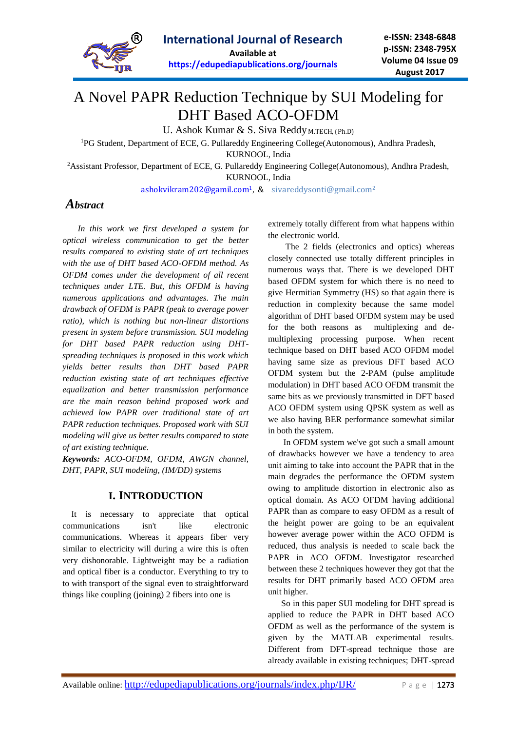# A Novel PAPR Reduction Technique by SUI Modeling for DHT Based ACO-OFDM

U. Ashok Kumar & S. Siva Reddy M.TECH, (Ph.D)

[1]PG Student, Department of ECE, G. Pullareddy Engineering College(Autonomous), Andhra Pradesh, KURNOOL, India

[2]Assistant Professor, Department of ECE, G. Pullareddy Engineering College(Autonomous), Andhra Pradesh, KURNOOL, India

ashokvikram202@gamil.com[1], & sivareddysonti@gmail.com[2]

## Abstract

*In this work we first developed a system for optical wireless communication to get the better results compared to existing state of art techniques with the use of DHT based ACO-OFDM method. As OFDM comes under the development of all recent techniques under LTE. But, this OFDM is having numerous applications and advantages. The main drawback of OFDM is PAPR (peak to average power ratio), which is nothing but non-linear distortions present in system before transmission. SUI modeling for DHT based PAPR reduction using DHT-spreading techniques is proposed in this work which yields better results than DHT based PAPR reduction existing state of art techniques effective equalization and better transmission performance are the main reason behind proposed work and achieved low PAPR over traditional state of art PAPR reduction techniques. Proposed work with SUI modeling will give us better results compared to state of art existing technique.*

***Keywords:*** *ACO-OFDM, OFDM, AWGN channel, DHT, PAPR, SUI modeling, (IM/DD) systems*

## I. INTRODUCTION

It is necessary to appreciate that optical communications isn't like electronic communications. Whereas it appears fiber very similar to electricity will during a wire this is often very dishonorable. Lightweight may be a radiation and optical fiber is a conductor. Everything to try to to with transport of the signal even to straightforward things like coupling (joining) 2 fibers into one is extremely totally different from what happens within the electronic world.

The 2 fields (electronics and optics) whereas closely connected use totally different principles in numerous ways that. There is we developed DHT based OFDM system for which there is no need to give Hermitian Symmetry (HS) so that again there is reduction in complexity because the same model algorithm of DHT based OFDM system may be used for the both reasons as multiplexing and de-multiplexing processing purpose. When recent technique based on DHT based ACO OFDM model having same size as previous DFT based ACO OFDM system but the 2-PAM (pulse amplitude modulation) in DHT based ACO OFDM transmit the same bits as we previously transmitted in DFT based ACO OFDM system using QPSK system as well as we also having BER performance somewhat similar in both the system.

In OFDM system we've got such a small amount of drawbacks however we have a tendency to area unit aiming to take into account the PAPR that in the main degrades the performance the OFDM system owing to amplitude distortion in electronic also as optical domain. As ACO OFDM having additional PAPR than as compare to easy OFDM as a result of the height power are going to be an equivalent however average power within the ACO OFDM is reduced, thus analysis is needed to scale back the PAPR in ACO OFDM. Investigator researched between these 2 techniques however they got that the results for DHT primarily based ACO OFDM area unit higher.

So in this paper SUI modeling for DHT spread is applied to reduce the PAPR in DHT based ACO OFDM as well as the performance of the system is given by the MATLAB experimental results. Different from DFT-spread technique those are already available in existing techniques; DHT-spread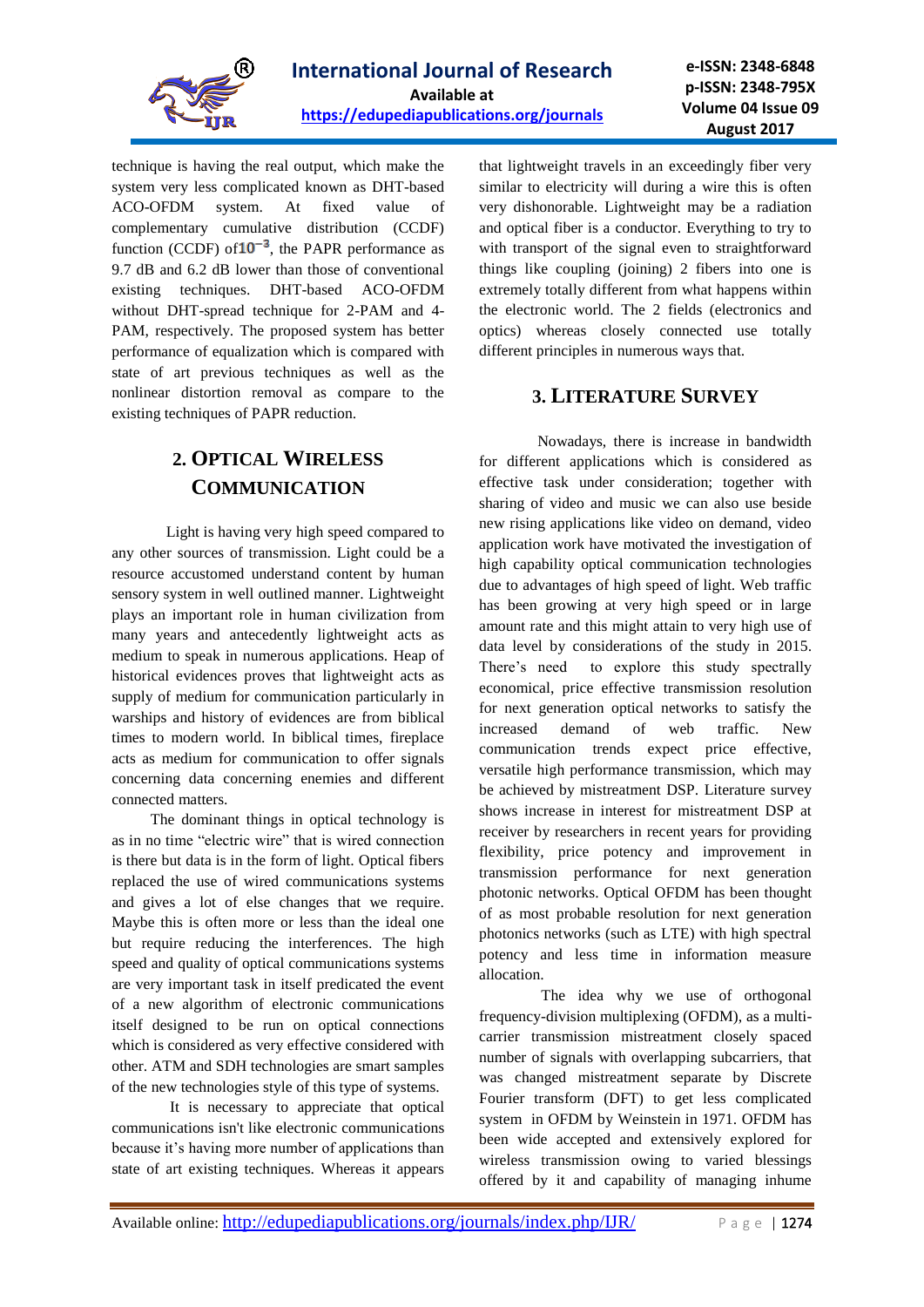technique is having the real output, which make the system very less complicated known as DHT-based ACO-OFDM system. At fixed value of complementary cumulative distribution (CCDF) function (CCDF) of$10^{-3}$, the PAPR performance as 9.7 dB and 6.2 dB lower than those of conventional existing techniques. DHT-based ACO-OFDM without DHT-spread technique for 2-PAM and 4-PAM, respectively. The proposed system has better performance of equalization which is compared with state of art previous techniques as well as the nonlinear distortion removal as compare to the existing techniques of PAPR reduction.

## 2. OPTICAL WIRELESS COMMUNICATION

Light is having very high speed compared to any other sources of transmission. Light could be a resource accustomed understand content by human sensory system in well outlined manner. Lightweight plays an important role in human civilization from many years and antecedently lightweight acts as medium to speak in numerous applications. Heap of historical evidences proves that lightweight acts as supply of medium for communication particularly in warships and history of evidences are from biblical times to modern world. In biblical times, fireplace acts as medium for communication to offer signals concerning data concerning enemies and different connected matters.

The dominant things in optical technology is as in no time "electric wire" that is wired connection is there but data is in the form of light. Optical fibers replaced the use of wired communications systems and gives a lot of else changes that we require. Maybe this is often more or less than the ideal one but require reducing the interferences. The high speed and quality of optical communications systems are very important task in itself predicated the event of a new algorithm of electronic communications itself designed to be run on optical connections which is considered as very effective considered with other. ATM and SDH technologies are smart samples of the new technologies style of this type of systems.

It is necessary to appreciate that optical communications isn't like electronic communications because it's having more number of applications than state of art existing techniques. Whereas it appears that lightweight travels in an exceedingly fiber very similar to electricity will during a wire this is often very dishonorable. Lightweight may be a radiation and optical fiber is a conductor. Everything to try to with transport of the signal even to straightforward things like coupling (joining) 2 fibers into one is extremely totally different from what happens within the electronic world. The 2 fields (electronics and optics) whereas closely connected use totally different principles in numerous ways that.

## 3. LITERATURE SURVEY

Nowadays, there is increase in bandwidth for different applications which is considered as effective task under consideration; together with sharing of video and music we can also use beside new rising applications like video on demand, video application work have motivated the investigation of high capability optical communication technologies due to advantages of high speed of light. Web traffic has been growing at very high speed or in large amount rate and this might attain to very high use of data level by considerations of the study in 2015. There's need to explore this study spectrally economical, price effective transmission resolution for next generation optical networks to satisfy the increased demand of web traffic. New communication trends expect price effective, versatile high performance transmission, which may be achieved by mistreatment DSP. Literature survey shows increase in interest for mistreatment DSP at receiver by researchers in recent years for providing flexibility, price potency and improvement in transmission performance for next generation photonic networks. Optical OFDM has been thought of as most probable resolution for next generation photonics networks (such as LTE) with high spectral potency and less time in information measure allocation.

The idea why we use of orthogonal frequency-division multiplexing (OFDM), as a multi-carrier transmission mistreatment closely spaced number of signals with overlapping subcarriers, that was changed mistreatment separate by Discrete Fourier transform (DFT) to get less complicated system in OFDM by Weinstein in 1971. OFDM has been wide accepted and extensively explored for wireless transmission owing to varied blessings offered by it and capability of managing inhume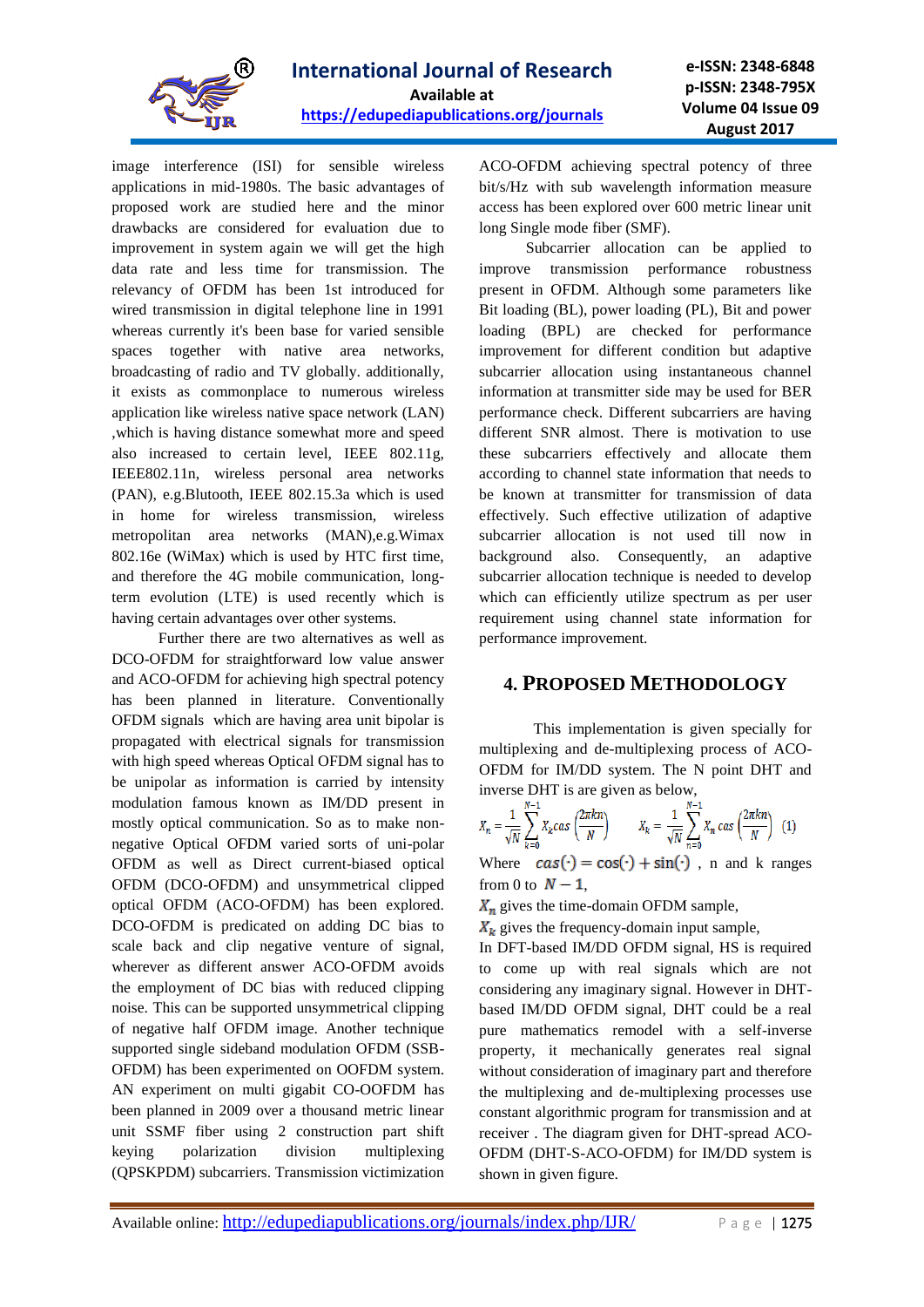image interference (ISI) for sensible wireless applications in mid-1980s. The basic advantages of proposed work are studied here and the minor drawbacks are considered for evaluation due to improvement in system again we will get the high data rate and less time for transmission. The relevancy of OFDM has been 1st introduced for wired transmission in digital telephone line in 1991 whereas currently it's been base for varied sensible spaces together with native area networks, broadcasting of radio and TV globally. additionally, it exists as commonplace to numerous wireless application like wireless native space network (LAN) ,which is having distance somewhat more and speed also increased to certain level, IEEE 802.11g, IEEE802.11n, wireless personal area networks (PAN), e.g.Blutooth, IEEE 802.15.3a which is used in home for wireless transmission, wireless metropolitan area networks (MAN),e.g.Wimax 802.16e (WiMax) which is used by HTC first time, and therefore the 4G mobile communication, long-term evolution (LTE) is used recently which is having certain advantages over other systems.

Further there are two alternatives as well as DCO-OFDM for straightforward low value answer and ACO-OFDM for achieving high spectral potency has been planned in literature. Conventionally OFDM signals which are having area unit bipolar is propagated with electrical signals for transmission with high speed whereas Optical OFDM has to be unipolar as information is carried by intensity modulation famous known as IM/DD present in mostly optical communication. So as to make non-negative Optical OFDM varied sorts of uni-polar OFDM as well as Direct current-biased optical OFDM (DCO-OFDM) and unsymmetrical clipped optical OFDM (ACO-OFDM) has been explored. DCO-OFDM is predicated on adding DC bias to scale back and clip negative venture of signal, wherever as different answer ACO-OFDM avoids the employment of DC bias with reduced clipping noise. This can be supported unsymmetrical clipping of negative half OFDM image. Another technique supported single sideband modulation OFDM (SSB-OFDM) has been experimented on OOFDM system. AN experiment on multi gigabit CO-OOFDM has been planned in 2009 over a thousand metric linear unit SSMF fiber using 2 construction part shift keying polarization division multiplexing (QPSKPDM) subcarriers. Transmission victimization ACO-OFDM achieving spectral potency of three bit/s/Hz with sub wavelength information measure access has been explored over 600 metric linear unit long Single mode fiber (SMF).

Subcarrier allocation can be applied to improve transmission performance robustness present in OFDM. Although some parameters like Bit loading (BL), power loading (PL), Bit and power loading (BPL) are checked for performance improvement for different condition but adaptive subcarrier allocation using instantaneous channel information at transmitter side may be used for BER performance check. Different subcarriers are having different SNR almost. There is motivation to use these subcarriers effectively and allocate them according to channel state information that needs to be known at transmitter for transmission of data effectively. Such effective utilization of adaptive subcarrier allocation is not used till now in background also. Consequently, an adaptive subcarrier allocation technique is needed to develop which can efficiently utilize spectrum as per user requirement using channel state information for performance improvement.

## 4. PROPOSED METHODOLOGY

This implementation is given specially for multiplexing and de-multiplexing process of ACO-OFDM for IM/DD system. The N point DHT and inverse DHT is are given as below,

$$X_n = \frac{1}{\sqrt{N}} \sum_{k=0}^{N-1} X_k cas\left(\frac{2\pi kn}{N}\right) \qquad X_k = \frac{1}{\sqrt{N}} \sum_{n=0}^{N-1} X_n \, cas\left(\frac{2\pi kn}{N}\right) \quad (1)$$

Where $cas(\cdot) = \cos(\cdot) + \sin(\cdot)$ , n and k ranges from 0 to $N - 1$,

$X_n$ gives the time-domain OFDM sample,

$X_k$ gives the frequency-domain input sample,

In DFT-based IM/DD OFDM signal, HS is required to come up with real signals which are not considering any imaginary signal. However in DHT-based IM/DD OFDM signal, DHT could be a real pure mathematics remodel with a self-inverse property, it mechanically generates real signal without consideration of imaginary part and therefore the multiplexing and de-multiplexing processes use constant algorithmic program for transmission and at receiver . The diagram given for DHT-spread ACO-OFDM (DHT-S-ACO-OFDM) for IM/DD system is shown in given figure.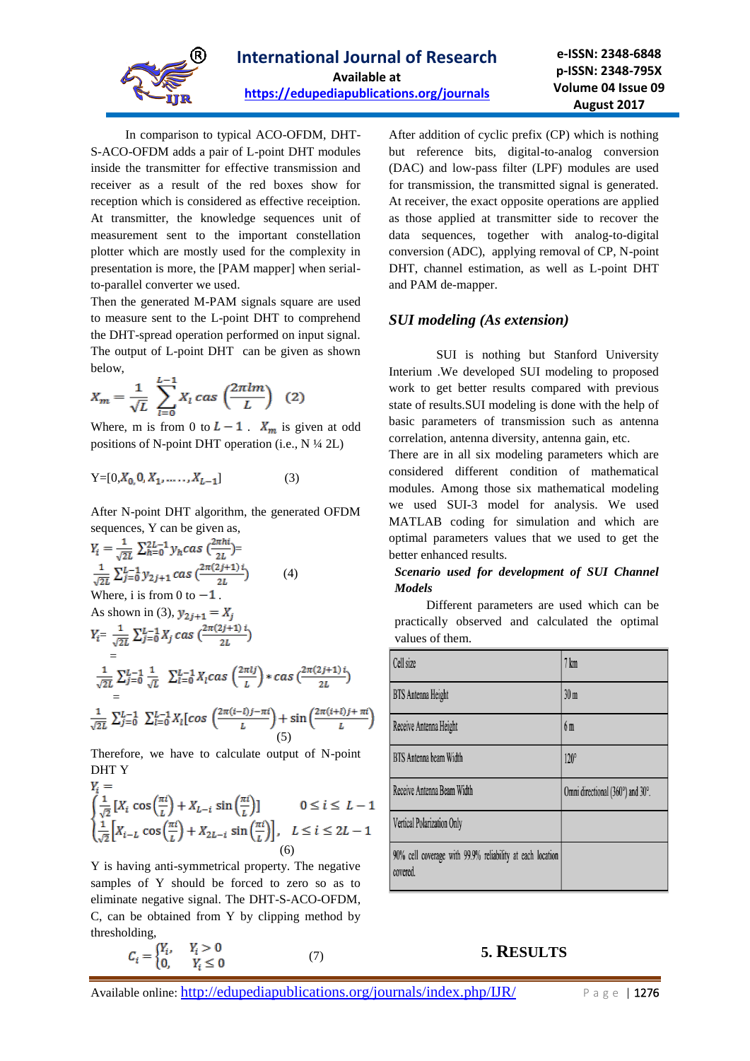In comparison to typical ACO-OFDM, DHT-S-ACO-OFDM adds a pair of L-point DHT modules inside the transmitter for effective transmission and receiver as a result of the red boxes show for reception which is considered as effective receiption. At transmitter, the knowledge sequences unit of measurement sent to the important constellation plotter which are mostly used for the complexity in presentation is more, the [PAM mapper] when serial-to-parallel converter we used.

Then the generated M-PAM signals square are used to measure sent to the L-point DHT to comprehend the DHT-spread operation performed on input signal. The output of L-point DHT can be given as shown below,

$$X_m = \frac{1}{\sqrt{L}} \sum_{l=0}^{L-1} X_l \, cas\left(\frac{2\pi l m}{L}\right) \quad (2)$$

Where, m is from 0 to $L-1$ . $X_m$ is given at odd positions of N-point DHT operation (i.e., N ¼ 2L)

$$Y = [0, X_0, 0, X_1, \ldots\ldots, X_{L-1}] \qquad (3)$$

After N-point DHT algorithm, the generated OFDM sequences, Y can be given as,

$$Y_i = \frac{1}{\sqrt{2L}} \sum_{h=0}^{2L-1} y_h cas\left(\frac{2\pi h i}{2L}\right) = \frac{1}{\sqrt{2L}} \sum_{j=0}^{L-1} y_{2j+1} \, cas\left(\frac{2\pi(2j+1)i}{2L}\right) \qquad (4)$$

Where, i is from 0 to $-1$ .

As shown in (3), $y_{2j+1} = X_j$

$$Y_i = \frac{1}{\sqrt{2L}} \sum_{j=0}^{L-1} X_j \, cas\left(\frac{2\pi(2j+1)i}{2L}\right) = \frac{1}{\sqrt{2L}} \sum_{j=0}^{L-1} \frac{1}{\sqrt{L}} \sum_{l=0}^{L-1} X_l cas\left(\frac{2\pi l j}{L}\right) * cas\left(\frac{2\pi(2j+1)i}{2L}\right) = \frac{1}{\sqrt{2L}} \sum_{j=0}^{L-1} \sum_{l=0}^{L-1} X_l \left[cos\left(\frac{2\pi(i-l)j - \pi i}{L}\right) + \sin\left(\frac{2\pi(i+l)j + \pi i}{L}\right)\right] \qquad (5)$$

Therefore, we have to calculate output of N-point DHT Y

$$Y_i = \begin{cases} \frac{1}{\sqrt{2}}\left[X_i \cos\left(\frac{\pi i}{L}\right) + X_{L-i} \sin\left(\frac{\pi i}{L}\right)\right] & 0 \le i \le L-1 \\ \frac{1}{\sqrt{2}}\left[X_{i-L} \cos\left(\frac{\pi i}{L}\right) + X_{2L-i} \sin\left(\frac{\pi i}{L}\right)\right], & L \le i \le 2L-1 \end{cases} \qquad (6)$$

Y is having anti-symmetrical property. The negative samples of Y should be forced to zero so as to eliminate negative signal. The DHT-S-ACO-OFDM, C, can be obtained from Y by clipping method by thresholding,

$$C_i = \begin{cases} Y_i, & Y_i > 0 \\ 0, & Y_i \le 0 \end{cases} \qquad (7)$$

After addition of cyclic prefix (CP) which is nothing but reference bits, digital-to-analog conversion (DAC) and low-pass filter (LPF) modules are used for transmission, the transmitted signal is generated. At receiver, the exact opposite operations are applied as those applied at transmitter side to recover the data sequences, together with analog-to-digital conversion (ADC), applying removal of CP, N-point DHT, channel estimation, as well as L-point DHT and PAM de-mapper.

### *SUI modeling (As extension)*

SUI is nothing but Stanford University Interium .We developed SUI modeling to proposed work to get better results compared with previous state of results.SUI modeling is done with the help of basic parameters of transmission such as antenna correlation, antenna diversity, antenna gain, etc.

There are in all six modeling parameters which are considered different condition of mathematical modules. Among those six mathematical modeling we used SUI-3 model for analysis. We used MATLAB coding for simulation and which are optimal parameters values that we used to get the better enhanced results.

***Scenario used for development of SUI Channel Models***

Different parameters are used which can be practically observed and calculated the optimal values of them.

| Cell size | 7 km |
|---|---|
| BTS Antenna Height | 30 m |
| Receive Antenna Height | 6 m |
| BTS Antenna beam Width | 120° |
| Receive Antenna Beam Width | Omni directional (360°) and 30°. |
| Vertical Polarization Only | |
| 90% cell coverage with 99.9% reliability at each location covered. | |

## 5. RESULTS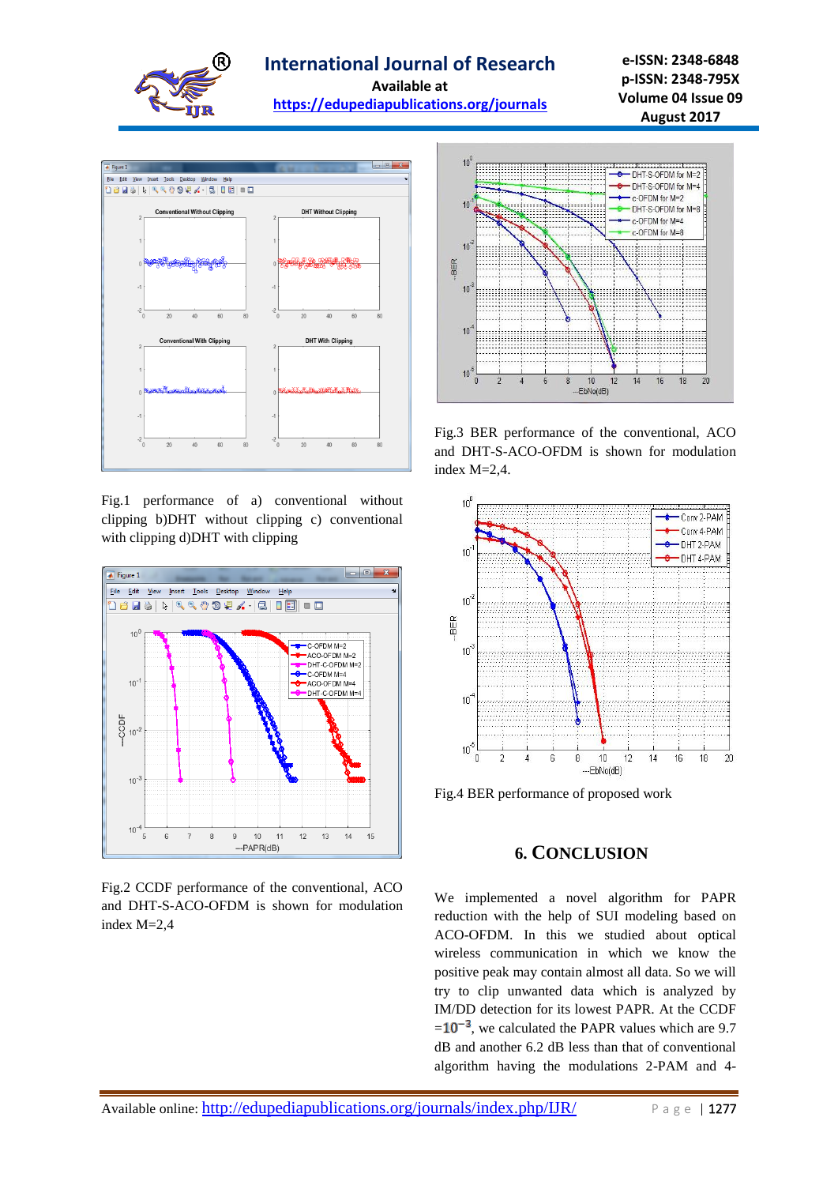Fig.1 performance of a) conventional without clipping b)DHT without clipping c) conventional with clipping d)DHT with clipping

Fig.2 CCDF performance of the conventional, ACO and DHT-S-ACO-OFDM is shown for modulation index M=2,4

Fig.3 BER performance of the conventional, ACO and DHT-S-ACO-OFDM is shown for modulation index M=2,4.

Fig.4 BER performance of proposed work

## 6. CONCLUSION

We implemented a novel algorithm for PAPR reduction with the help of SUI modeling based on ACO-OFDM. In this we studied about optical wireless communication in which we know the positive peak may contain almost all data. So we will try to clip unwanted data which is analyzed by IM/DD detection for its lowest PAPR. At the CCDF $=10^{-3}$, we calculated the PAPR values which are 9.7 dB and another 6.2 dB less than that of conventional algorithm having the modulations 2-PAM and 4-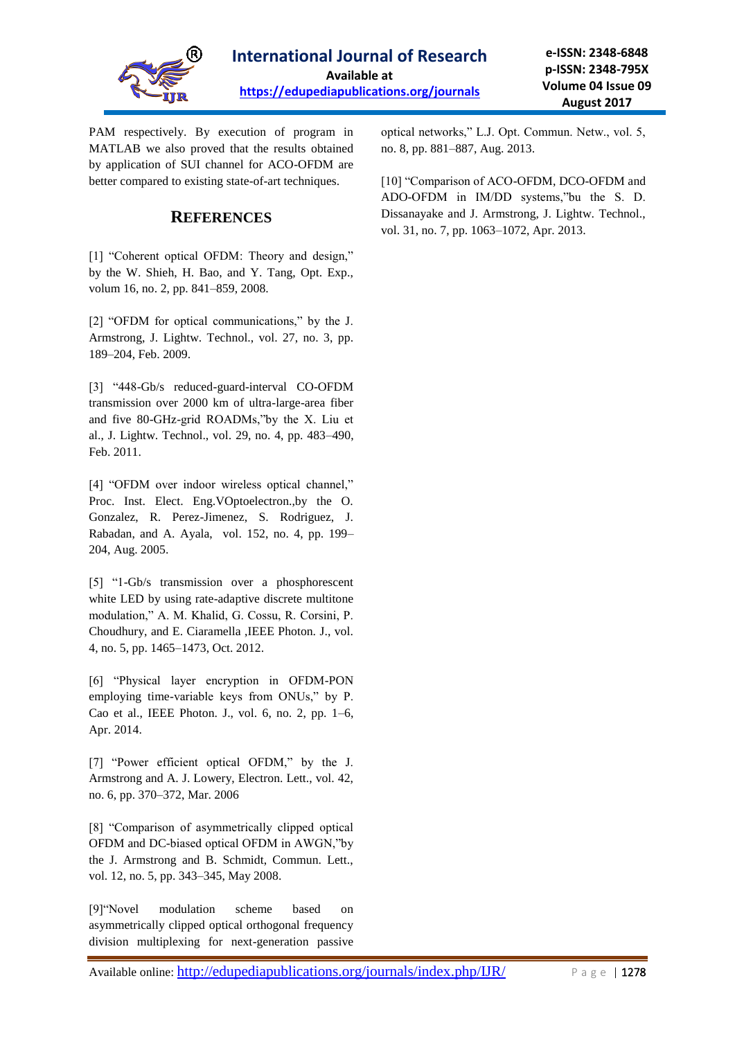PAM respectively. By execution of program in MATLAB we also proved that the results obtained by application of SUI channel for ACO-OFDM are better compared to existing state-of-art techniques.

## REFERENCES

[1] "Coherent optical OFDM: Theory and design," by the W. Shieh, H. Bao, and Y. Tang, Opt. Exp., volum 16, no. 2, pp. 841–859, 2008.

[2] "OFDM for optical communications," by the J. Armstrong, J. Lightw. Technol., vol. 27, no. 3, pp. 189–204, Feb. 2009.

[3] "448-Gb/s reduced-guard-interval CO-OFDM transmission over 2000 km of ultra-large-area fiber and five 80-GHz-grid ROADMs,"by the X. Liu et al., J. Lightw. Technol., vol. 29, no. 4, pp. 483–490, Feb. 2011.

[4] "OFDM over indoor wireless optical channel," Proc. Inst. Elect. Eng.VOptoelectron.,by the O. Gonzalez, R. Perez-Jimenez, S. Rodriguez, J. Rabadan, and A. Ayala, vol. 152, no. 4, pp. 199–204, Aug. 2005.

[5] "1-Gb/s transmission over a phosphorescent white LED by using rate-adaptive discrete multitone modulation," A. M. Khalid, G. Cossu, R. Corsini, P. Choudhury, and E. Ciaramella ,IEEE Photon. J., vol. 4, no. 5, pp. 1465–1473, Oct. 2012.

[6] "Physical layer encryption in OFDM-PON employing time-variable keys from ONUs," by P. Cao et al., IEEE Photon. J., vol. 6, no. 2, pp. 1–6, Apr. 2014.

[7] "Power efficient optical OFDM," by the J. Armstrong and A. J. Lowery, Electron. Lett., vol. 42, no. 6, pp. 370–372, Mar. 2006

[8] "Comparison of asymmetrically clipped optical OFDM and DC-biased optical OFDM in AWGN,"by the J. Armstrong and B. Schmidt, Commun. Lett., vol. 12, no. 5, pp. 343–345, May 2008.

[9]"Novel modulation scheme based on asymmetrically clipped optical orthogonal frequency division multiplexing for next-generation passive optical networks," L.J. Opt. Commun. Netw., vol. 5, no. 8, pp. 881–887, Aug. 2013.

[10] "Comparison of ACO-OFDM, DCO-OFDM and ADO-OFDM in IM/DD systems,"bu the S. D. Dissanayake and J. Armstrong, J. Lightw. Technol., vol. 31, no. 7, pp. 1063–1072, Apr. 2013.